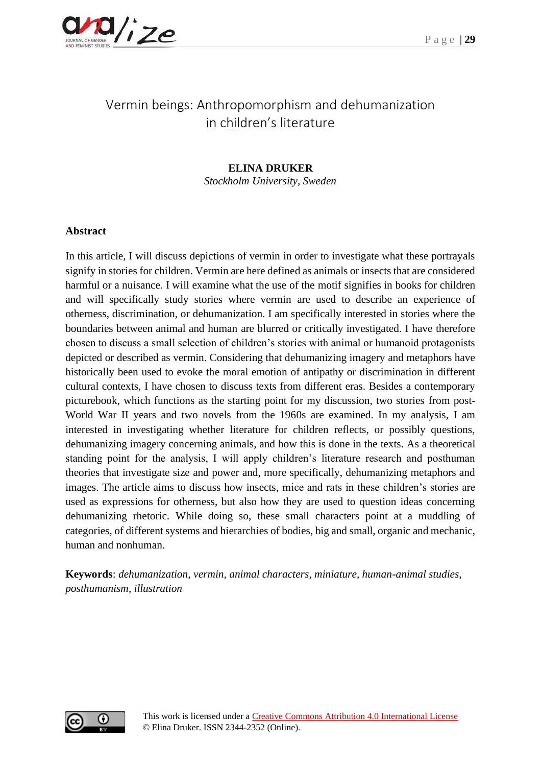# Vermin beings: Anthropomorphism and dehumanization in children's literature

**ELINA DRUKER**

*Stockholm University, Sweden*

## Abstract

In this article, I will discuss depictions of vermin in order to investigate what these portrayals signify in stories for children. Vermin are here defined as animals or insects that are considered harmful or a nuisance. I will examine what the use of the motif signifies in books for children and will specifically study stories where vermin are used to describe an experience of otherness, discrimination, or dehumanization. I am specifically interested in stories where the boundaries between animal and human are blurred or critically investigated. I have therefore chosen to discuss a small selection of children's stories with animal or humanoid protagonists depicted or described as vermin. Considering that dehumanizing imagery and metaphors have historically been used to evoke the moral emotion of antipathy or discrimination in different cultural contexts, I have chosen to discuss texts from different eras. Besides a contemporary picturebook, which functions as the starting point for my discussion, two stories from post-World War II years and two novels from the 1960s are examined. In my analysis, I am interested in investigating whether literature for children reflects, or possibly questions, dehumanizing imagery concerning animals, and how this is done in the texts. As a theoretical standing point for the analysis, I will apply children's literature research and posthuman theories that investigate size and power and, more specifically, dehumanizing metaphors and images. The article aims to discuss how insects, mice and rats in these children's stories are used as expressions for otherness, but also how they are used to question ideas concerning dehumanizing rhetoric. While doing so, these small characters point at a muddling of categories, of different systems and hierarchies of bodies, big and small, organic and mechanic, human and nonhuman.

**Keywords**: *dehumanization, vermin, animal characters, miniature, human-animal studies, posthumanism, illustration*

This work is licensed under a Creative Commons Attribution 4.0 International License
© Elina Druker. ISSN 2344-2352 (Online).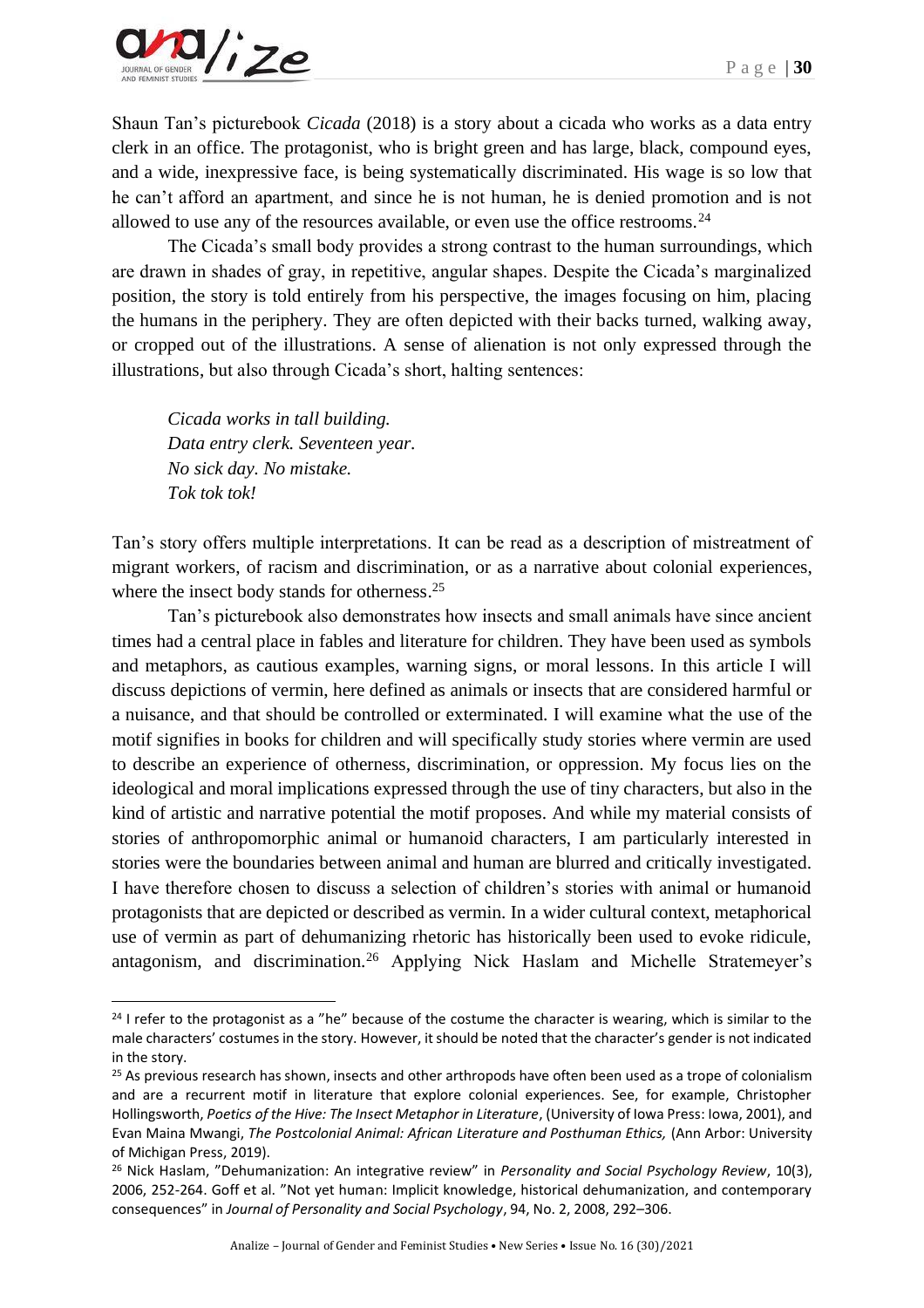Shaun Tan's picturebook *Cicada* (2018) is a story about a cicada who works as a data entry clerk in an office. The protagonist, who is bright green and has large, black, compound eyes, and a wide, inexpressive face, is being systematically discriminated. His wage is so low that he can't afford an apartment, and since he is not human, he is denied promotion and is not allowed to use any of the resources available, or even use the office restrooms.[24]

The Cicada's small body provides a strong contrast to the human surroundings, which are drawn in shades of gray, in repetitive, angular shapes. Despite the Cicada's marginalized position, the story is told entirely from his perspective, the images focusing on him, placing the humans in the periphery. They are often depicted with their backs turned, walking away, or cropped out of the illustrations. A sense of alienation is not only expressed through the illustrations, but also through Cicada's short, halting sentences:

> *Cicada works in tall building.*
> *Data entry clerk. Seventeen year.*
> *No sick day. No mistake.*
> *Tok tok tok!*

Tan's story offers multiple interpretations. It can be read as a description of mistreatment of migrant workers, of racism and discrimination, or as a narrative about colonial experiences, where the insect body stands for otherness.[25]

Tan's picturebook also demonstrates how insects and small animals have since ancient times had a central place in fables and literature for children. They have been used as symbols and metaphors, as cautious examples, warning signs, or moral lessons. In this article I will discuss depictions of vermin, here defined as animals or insects that are considered harmful or a nuisance, and that should be controlled or exterminated. I will examine what the use of the motif signifies in books for children and will specifically study stories where vermin are used to describe an experience of otherness, discrimination, or oppression. My focus lies on the ideological and moral implications expressed through the use of tiny characters, but also in the kind of artistic and narrative potential the motif proposes. And while my material consists of stories of anthropomorphic animal or humanoid characters, I am particularly interested in stories were the boundaries between animal and human are blurred and critically investigated. I have therefore chosen to discuss a selection of children's stories with animal or humanoid protagonists that are depicted or described as vermin. In a wider cultural context, metaphorical use of vermin as part of dehumanizing rhetoric has historically been used to evoke ridicule, antagonism, and discrimination.[26] Applying Nick Haslam and Michelle Stratemeyer's

---

[24] I refer to the protagonist as a "he" because of the costume the character is wearing, which is similar to the male characters' costumes in the story. However, it should be noted that the character's gender is not indicated in the story.

[25] As previous research has shown, insects and other arthropods have often been used as a trope of colonialism and are a recurrent motif in literature that explore colonial experiences. See, for example, Christopher Hollingsworth, *Poetics of the Hive: The Insect Metaphor in Literature*, (University of Iowa Press: Iowa, 2001), and Evan Maina Mwangi, *The Postcolonial Animal: African Literature and Posthuman Ethics,* (Ann Arbor: University of Michigan Press, 2019).

[26] Nick Haslam, "Dehumanization: An integrative review" in *Personality and Social Psychology Review*, 10(3), 2006, 252-264. Goff et al. "Not yet human: Implicit knowledge, historical dehumanization, and contemporary consequences" in *Journal of Personality and Social Psychology*, 94, No. 2, 2008, 292–306.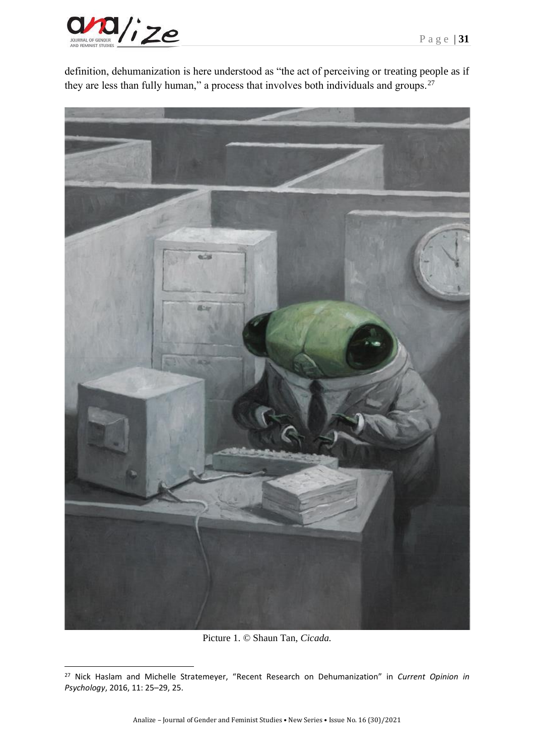definition, dehumanization is here understood as "the act of perceiving or treating people as if they are less than fully human," a process that involves both individuals and groups.[27]

Picture 1. © Shaun Tan, *Cicada.*

[27] Nick Haslam and Michelle Stratemeyer, "Recent Research on Dehumanization" in *Current Opinion in Psychology*, 2016, 11: 25–29, 25.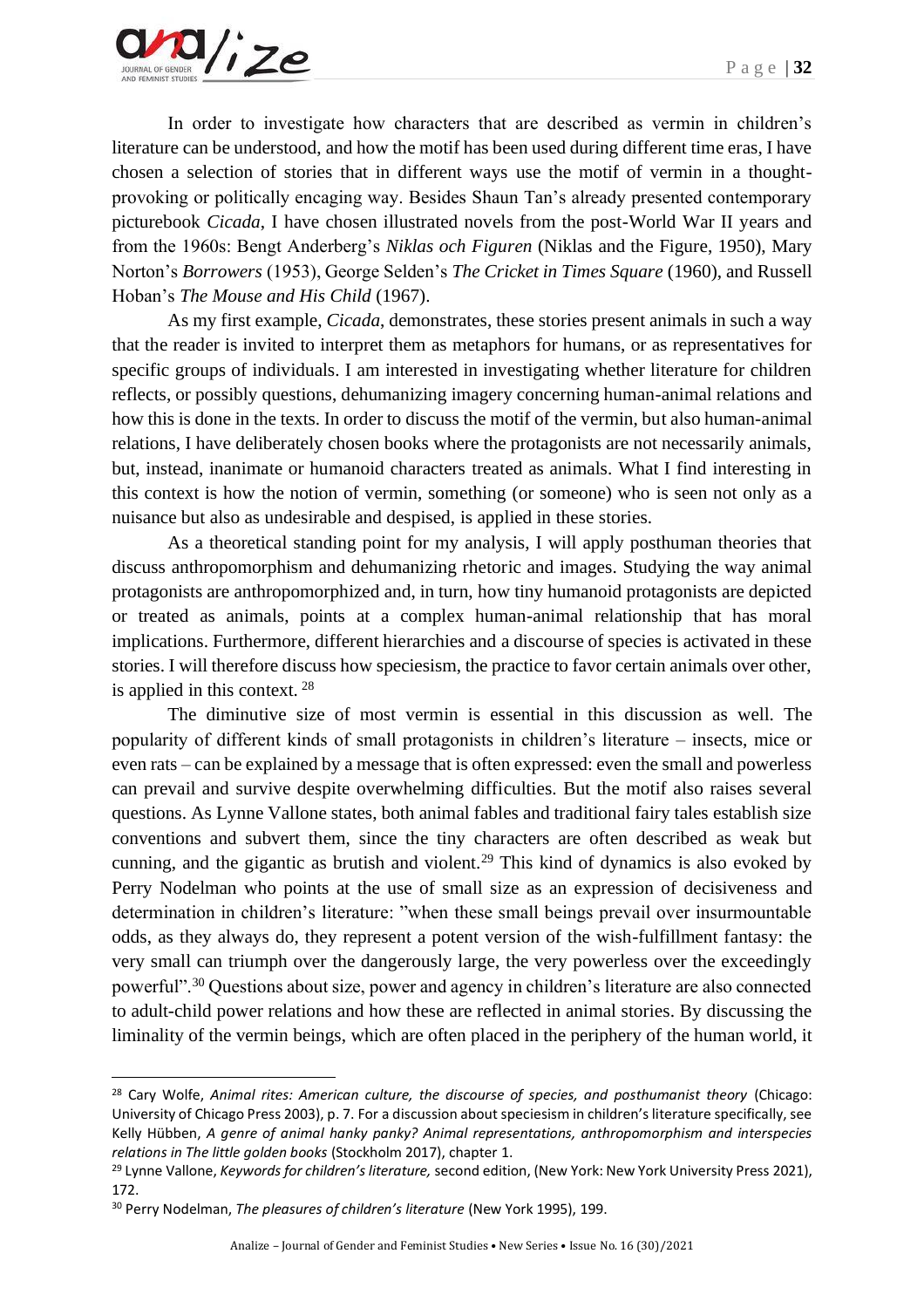In order to investigate how characters that are described as vermin in children's literature can be understood, and how the motif has been used during different time eras, I have chosen a selection of stories that in different ways use the motif of vermin in a thought-provoking or politically encaging way. Besides Shaun Tan's already presented contemporary picturebook *Cicada*, I have chosen illustrated novels from the post-World War II years and from the 1960s: Bengt Anderberg's *Niklas och Figuren* (Niklas and the Figure, 1950), Mary Norton's *Borrowers* (1953), George Selden's *The Cricket in Times Square* (1960), and Russell Hoban's *The Mouse and His Child* (1967).

As my first example, *Cicada*, demonstrates, these stories present animals in such a way that the reader is invited to interpret them as metaphors for humans, or as representatives for specific groups of individuals. I am interested in investigating whether literature for children reflects, or possibly questions, dehumanizing imagery concerning human-animal relations and how this is done in the texts. In order to discuss the motif of the vermin, but also human-animal relations, I have deliberately chosen books where the protagonists are not necessarily animals, but, instead, inanimate or humanoid characters treated as animals. What I find interesting in this context is how the notion of vermin, something (or someone) who is seen not only as a nuisance but also as undesirable and despised, is applied in these stories.

As a theoretical standing point for my analysis, I will apply posthuman theories that discuss anthropomorphism and dehumanizing rhetoric and images. Studying the way animal protagonists are anthropomorphized and, in turn, how tiny humanoid protagonists are depicted or treated as animals, points at a complex human-animal relationship that has moral implications. Furthermore, different hierarchies and a discourse of species is activated in these stories. I will therefore discuss how speciesism, the practice to favor certain animals over other, is applied in this context. [28]

The diminutive size of most vermin is essential in this discussion as well. The popularity of different kinds of small protagonists in children's literature – insects, mice or even rats – can be explained by a message that is often expressed: even the small and powerless can prevail and survive despite overwhelming difficulties. But the motif also raises several questions. As Lynne Vallone states, both animal fables and traditional fairy tales establish size conventions and subvert them, since the tiny characters are often described as weak but cunning, and the gigantic as brutish and violent.[29] This kind of dynamics is also evoked by Perry Nodelman who points at the use of small size as an expression of decisiveness and determination in children's literature: "when these small beings prevail over insurmountable odds, as they always do, they represent a potent version of the wish-fulfillment fantasy: the very small can triumph over the dangerously large, the very powerless over the exceedingly powerful".[30] Questions about size, power and agency in children's literature are also connected to adult-child power relations and how these are reflected in animal stories. By discussing the liminality of the vermin beings, which are often placed in the periphery of the human world, it

---

[28] Cary Wolfe, *Animal rites: American culture, the discourse of species, and posthumanist theory* (Chicago: University of Chicago Press 2003), p. 7. For a discussion about speciesism in children's literature specifically, see Kelly Hübben, *A genre of animal hanky panky? Animal representations, anthropomorphism and interspecies relations in The little golden books* (Stockholm 2017), chapter 1.

[29] Lynne Vallone, *Keywords for children's literature,* second edition, (New York: New York University Press 2021), 172.

[30] Perry Nodelman, *The pleasures of children's literature* (New York 1995), 199.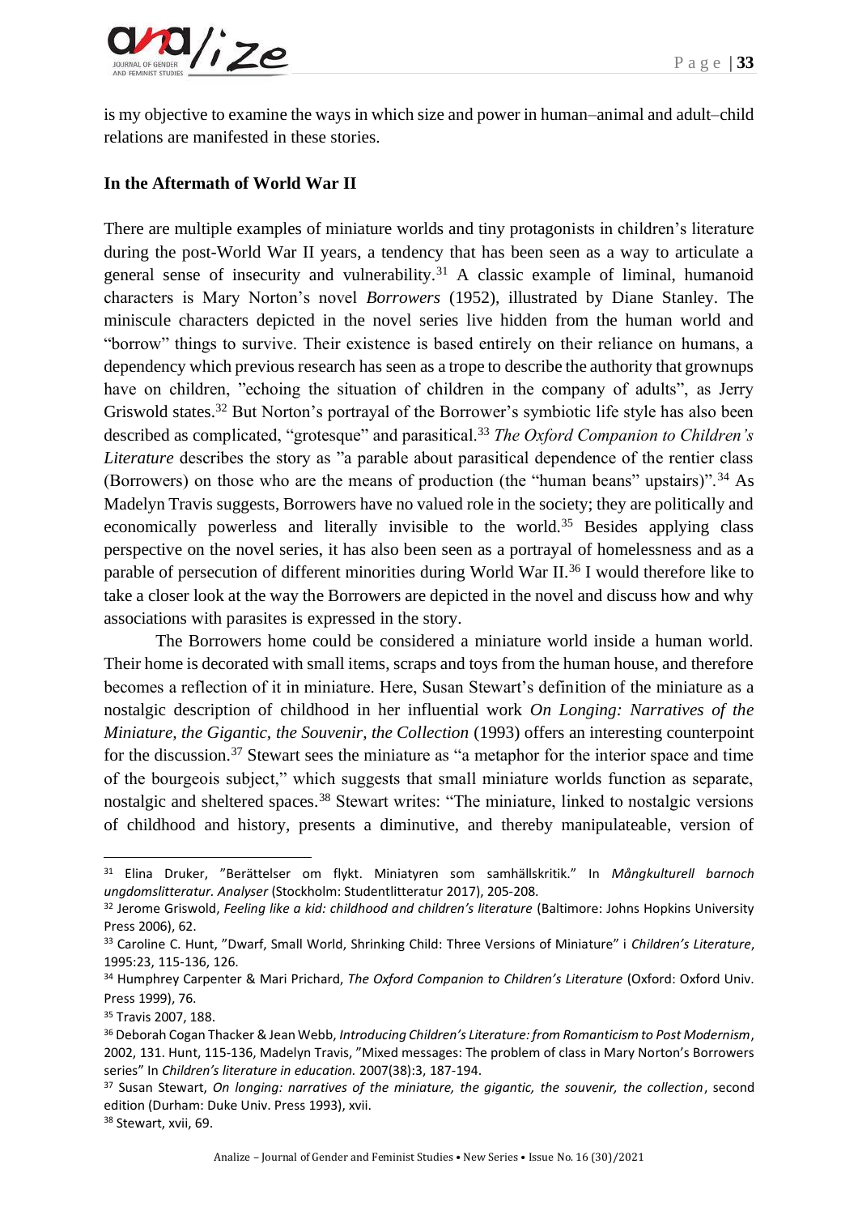is my objective to examine the ways in which size and power in human–animal and adult–child relations are manifested in these stories.

**In the Aftermath of World War II**

There are multiple examples of miniature worlds and tiny protagonists in children's literature during the post-World War II years, a tendency that has been seen as a way to articulate a general sense of insecurity and vulnerability.[31] A classic example of liminal, humanoid characters is Mary Norton's novel *Borrowers* (1952), illustrated by Diane Stanley. The miniscule characters depicted in the novel series live hidden from the human world and "borrow" things to survive. Their existence is based entirely on their reliance on humans, a dependency which previous research has seen as a trope to describe the authority that grownups have on children, "echoing the situation of children in the company of adults", as Jerry Griswold states.[32] But Norton's portrayal of the Borrower's symbiotic life style has also been described as complicated, "grotesque" and parasitical.[33] *The Oxford Companion to Children's Literature* describes the story as "a parable about parasitical dependence of the rentier class (Borrowers) on those who are the means of production (the "human beans" upstairs)".[34] As Madelyn Travis suggests, Borrowers have no valued role in the society; they are politically and economically powerless and literally invisible to the world.[35] Besides applying class perspective on the novel series, it has also been seen as a portrayal of homelessness and as a parable of persecution of different minorities during World War II.[36] I would therefore like to take a closer look at the way the Borrowers are depicted in the novel and discuss how and why associations with parasites is expressed in the story.

The Borrowers home could be considered a miniature world inside a human world. Their home is decorated with small items, scraps and toys from the human house, and therefore becomes a reflection of it in miniature. Here, Susan Stewart's definition of the miniature as a nostalgic description of childhood in her influential work *On Longing: Narratives of the Miniature, the Gigantic, the Souvenir, the Collection* (1993) offers an interesting counterpoint for the discussion.[37] Stewart sees the miniature as "a metaphor for the interior space and time of the bourgeois subject," which suggests that small miniature worlds function as separate, nostalgic and sheltered spaces.[38] Stewart writes: "The miniature, linked to nostalgic versions of childhood and history, presents a diminutive, and thereby manipulateable, version of

---

[31] Elina Druker, "Berättelser om flykt. Miniatyren som samhällskritik." In *Mångkulturell barnoch ungdomslitteratur. Analyser* (Stockholm: Studentlitteratur 2017), 205-208.

[32] Jerome Griswold, *Feeling like a kid: childhood and children's literature* (Baltimore: Johns Hopkins University Press 2006), 62.

[33] Caroline C. Hunt, "Dwarf, Small World, Shrinking Child: Three Versions of Miniature" i *Children's Literature*, 1995:23, 115-136, 126.

[34] Humphrey Carpenter & Mari Prichard, *The Oxford Companion to Children's Literature* (Oxford: Oxford Univ. Press 1999), 76.

[35] Travis 2007, 188.

[36] Deborah Cogan Thacker & Jean Webb, *Introducing Children's Literature: from Romanticism to Post Modernism*, 2002, 131. Hunt, 115-136, Madelyn Travis, "Mixed messages: The problem of class in Mary Norton's Borrowers series" In *Children's literature in education.* 2007(38):3, 187-194.

[37] Susan Stewart, *On longing: narratives of the miniature, the gigantic, the souvenir, the collection*, second edition (Durham: Duke Univ. Press 1993), xvii.

[38] Stewart, xvii, 69.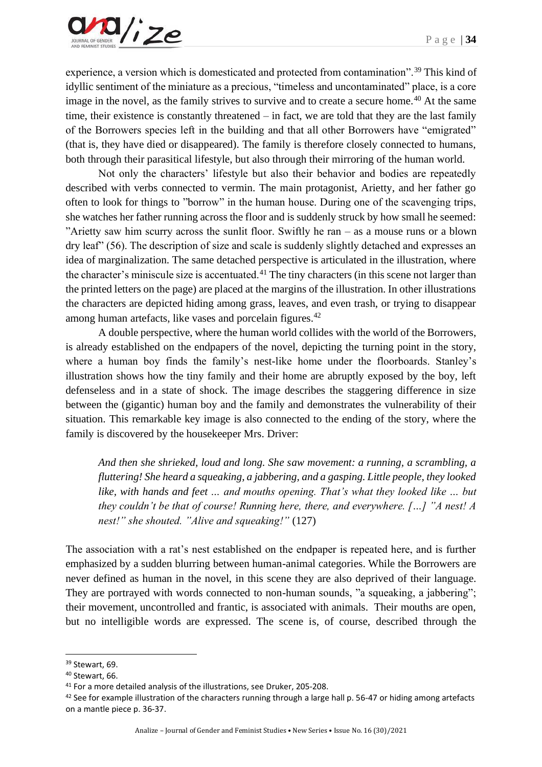experience, a version which is domesticated and protected from contamination".[39] This kind of idyllic sentiment of the miniature as a precious, "timeless and uncontaminated" place, is a core image in the novel, as the family strives to survive and to create a secure home.[40] At the same time, their existence is constantly threatened – in fact, we are told that they are the last family of the Borrowers species left in the building and that all other Borrowers have "emigrated" (that is, they have died or disappeared). The family is therefore closely connected to humans, both through their parasitical lifestyle, but also through their mirroring of the human world.

Not only the characters' lifestyle but also their behavior and bodies are repeatedly described with verbs connected to vermin. The main protagonist, Arietty, and her father go often to look for things to "borrow" in the human house. During one of the scavenging trips, she watches her father running across the floor and is suddenly struck by how small he seemed: "Arietty saw him scurry across the sunlit floor. Swiftly he ran – as a mouse runs or a blown dry leaf" (56). The description of size and scale is suddenly slightly detached and expresses an idea of marginalization. The same detached perspective is articulated in the illustration, where the character's miniscule size is accentuated.[41] The tiny characters (in this scene not larger than the printed letters on the page) are placed at the margins of the illustration. In other illustrations the characters are depicted hiding among grass, leaves, and even trash, or trying to disappear among human artefacts, like vases and porcelain figures.[42]

A double perspective, where the human world collides with the world of the Borrowers, is already established on the endpapers of the novel, depicting the turning point in the story, where a human boy finds the family's nest-like home under the floorboards. Stanley's illustration shows how the tiny family and their home are abruptly exposed by the boy, left defenseless and in a state of shock. The image describes the staggering difference in size between the (gigantic) human boy and the family and demonstrates the vulnerability of their situation. This remarkable key image is also connected to the ending of the story, where the family is discovered by the housekeeper Mrs. Driver:

> *And then she shrieked, loud and long. She saw movement: a running, a scrambling, a fluttering! She heard a squeaking, a jabbering, and a gasping. Little people, they looked like, with hands and feet ... and mouths opening. That's what they looked like ... but they couldn't be that of course! Running here, there, and everywhere. […] "A nest! A nest!" she shouted. "Alive and squeaking!"* (127)

The association with a rat's nest established on the endpaper is repeated here, and is further emphasized by a sudden blurring between human-animal categories. While the Borrowers are never defined as human in the novel, in this scene they are also deprived of their language. They are portrayed with words connected to non-human sounds, "a squeaking, a jabbering"; their movement, uncontrolled and frantic, is associated with animals. Their mouths are open, but no intelligible words are expressed. The scene is, of course, described through the

---

[39] Stewart, 69.

[40] Stewart, 66.

[41] For a more detailed analysis of the illustrations, see Druker, 205-208.

[42] See for example illustration of the characters running through a large hall p. 56-47 or hiding among artefacts on a mantle piece p. 36-37.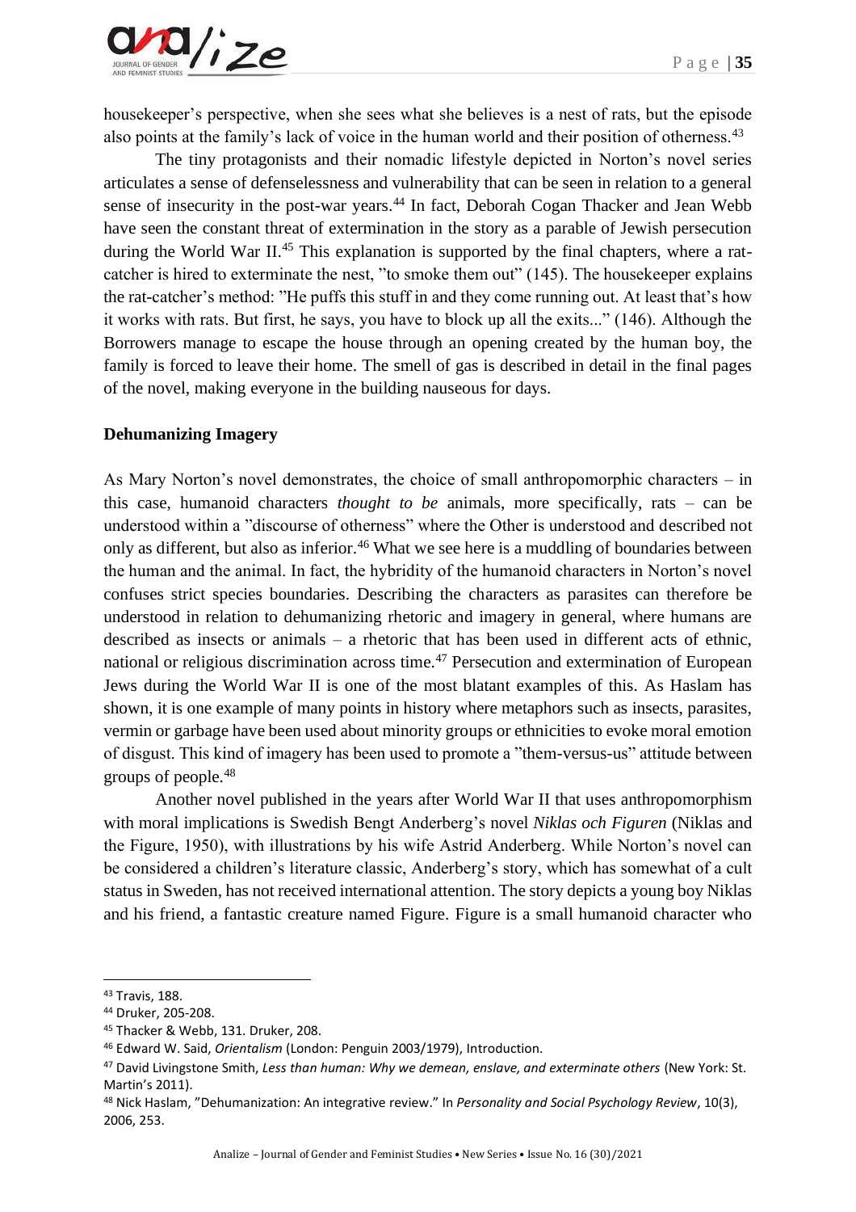housekeeper's perspective, when she sees what she believes is a nest of rats, but the episode also points at the family's lack of voice in the human world and their position of otherness.[43]

The tiny protagonists and their nomadic lifestyle depicted in Norton's novel series articulates a sense of defenselessness and vulnerability that can be seen in relation to a general sense of insecurity in the post-war years.[44] In fact, Deborah Cogan Thacker and Jean Webb have seen the constant threat of extermination in the story as a parable of Jewish persecution during the World War II.[45] This explanation is supported by the final chapters, where a rat-catcher is hired to exterminate the nest, "to smoke them out" (145). The housekeeper explains the rat-catcher's method: "He puffs this stuff in and they come running out. At least that's how it works with rats. But first, he says, you have to block up all the exits..." (146). Although the Borrowers manage to escape the house through an opening created by the human boy, the family is forced to leave their home. The smell of gas is described in detail in the final pages of the novel, making everyone in the building nauseous for days.

**Dehumanizing Imagery**

As Mary Norton's novel demonstrates, the choice of small anthropomorphic characters – in this case, humanoid characters *thought to be* animals, more specifically, rats – can be understood within a "discourse of otherness" where the Other is understood and described not only as different, but also as inferior.[46] What we see here is a muddling of boundaries between the human and the animal. In fact, the hybridity of the humanoid characters in Norton's novel confuses strict species boundaries. Describing the characters as parasites can therefore be understood in relation to dehumanizing rhetoric and imagery in general, where humans are described as insects or animals – a rhetoric that has been used in different acts of ethnic, national or religious discrimination across time.[47] Persecution and extermination of European Jews during the World War II is one of the most blatant examples of this. As Haslam has shown, it is one example of many points in history where metaphors such as insects, parasites, vermin or garbage have been used about minority groups or ethnicities to evoke moral emotion of disgust. This kind of imagery has been used to promote a "them-versus-us" attitude between groups of people.[48]

Another novel published in the years after World War II that uses anthropomorphism with moral implications is Swedish Bengt Anderberg's novel *Niklas och Figuren* (Niklas and the Figure, 1950), with illustrations by his wife Astrid Anderberg. While Norton's novel can be considered a children's literature classic, Anderberg's story, which has somewhat of a cult status in Sweden, has not received international attention. The story depicts a young boy Niklas and his friend, a fantastic creature named Figure. Figure is a small humanoid character who

---

[43] Travis, 188.

[44] Druker, 205-208.

[45] Thacker & Webb, 131. Druker, 208.

[46] Edward W. Said, *Orientalism* (London: Penguin 2003/1979), Introduction.

[47] David Livingstone Smith, *Less than human: Why we demean, enslave, and exterminate others* (New York: St. Martin's 2011).

[48] Nick Haslam, "Dehumanization: An integrative review." In *Personality and Social Psychology Review*, 10(3), 2006, 253.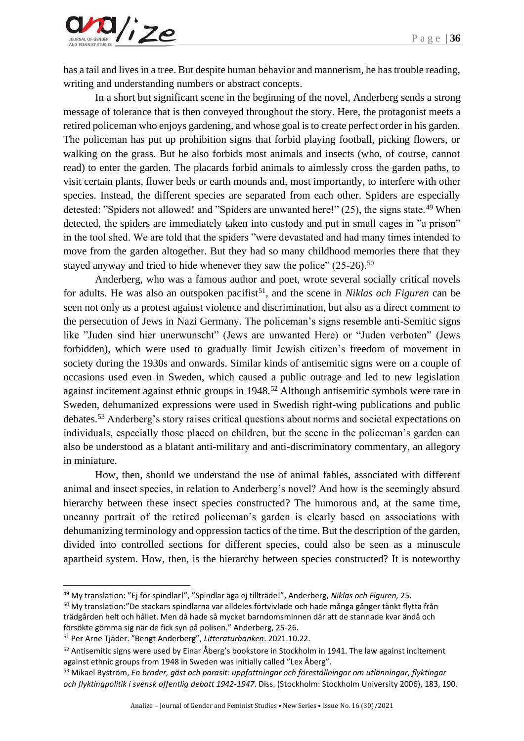has a tail and lives in a tree. But despite human behavior and mannerism, he has trouble reading, writing and understanding numbers or abstract concepts.

In a short but significant scene in the beginning of the novel, Anderberg sends a strong message of tolerance that is then conveyed throughout the story. Here, the protagonist meets a retired policeman who enjoys gardening, and whose goal is to create perfect order in his garden. The policeman has put up prohibition signs that forbid playing football, picking flowers, or walking on the grass. But he also forbids most animals and insects (who, of course, cannot read) to enter the garden. The placards forbid animals to aimlessly cross the garden paths, to visit certain plants, flower beds or earth mounds and, most importantly, to interfere with other species. Instead, the different species are separated from each other. Spiders are especially detested: "Spiders not allowed! and "Spiders are unwanted here!" (25), the signs state.[49] When detected, the spiders are immediately taken into custody and put in small cages in "a prison" in the tool shed. We are told that the spiders "were devastated and had many times intended to move from the garden altogether. But they had so many childhood memories there that they stayed anyway and tried to hide whenever they saw the police" (25-26).[50]

Anderberg, who was a famous author and poet, wrote several socially critical novels for adults. He was also an outspoken pacifist[51], and the scene in *Niklas och Figuren* can be seen not only as a protest against violence and discrimination, but also as a direct comment to the persecution of Jews in Nazi Germany. The policeman's signs resemble anti-Semitic signs like "Juden sind hier unerwunscht" (Jews are unwanted Here) or "Juden verboten" (Jews forbidden), which were used to gradually limit Jewish citizen's freedom of movement in society during the 1930s and onwards. Similar kinds of antisemitic signs were on a couple of occasions used even in Sweden, which caused a public outrage and led to new legislation against incitement against ethnic groups in 1948.[52] Although antisemitic symbols were rare in Sweden, dehumanized expressions were used in Swedish right-wing publications and public debates.[53] Anderberg's story raises critical questions about norms and societal expectations on individuals, especially those placed on children, but the scene in the policeman's garden can also be understood as a blatant anti-military and anti-discriminatory commentary, an allegory in miniature.

How, then, should we understand the use of animal fables, associated with different animal and insect species, in relation to Anderberg's novel? And how is the seemingly absurd hierarchy between these insect species constructed? The humorous and, at the same time, uncanny portrait of the retired policeman's garden is clearly based on associations with dehumanizing terminology and oppression tactics of the time. But the description of the garden, divided into controlled sections for different species, could also be seen as a minuscule apartheid system. How, then, is the hierarchy between species constructed? It is noteworthy

---

[49] My translation: "Ej för spindlar!", "Spindlar äga ej tillträde!", Anderberg, *Niklas och Figuren,* 25.

[50] My translation:"De stackars spindlarna var alldeles förtvivlade och hade många gånger tänkt flytta från trädgården helt och hållet. Men då hade så mycket barndomsminnen där att de stannade kvar ändå och försökte gömma sig när de fick syn på polisen." Anderberg, 25-26.

[51] Per Arne Tjäder. "Bengt Anderberg", *Litteraturbanken*. 2021.10.22.

[52] Antisemitic signs were used by Einar Åberg's bookstore in Stockholm in 1941. The law against incitement against ethnic groups from 1948 in Sweden was initially called "Lex Åberg".

[53] Mikael Byström, *En broder, gäst och parasit: uppfattningar och föreställningar om utlänningar, flyktingar och flyktingpolitik i svensk offentlig debatt 1942-1947*. Diss. (Stockholm: Stockholm University 2006), 183, 190.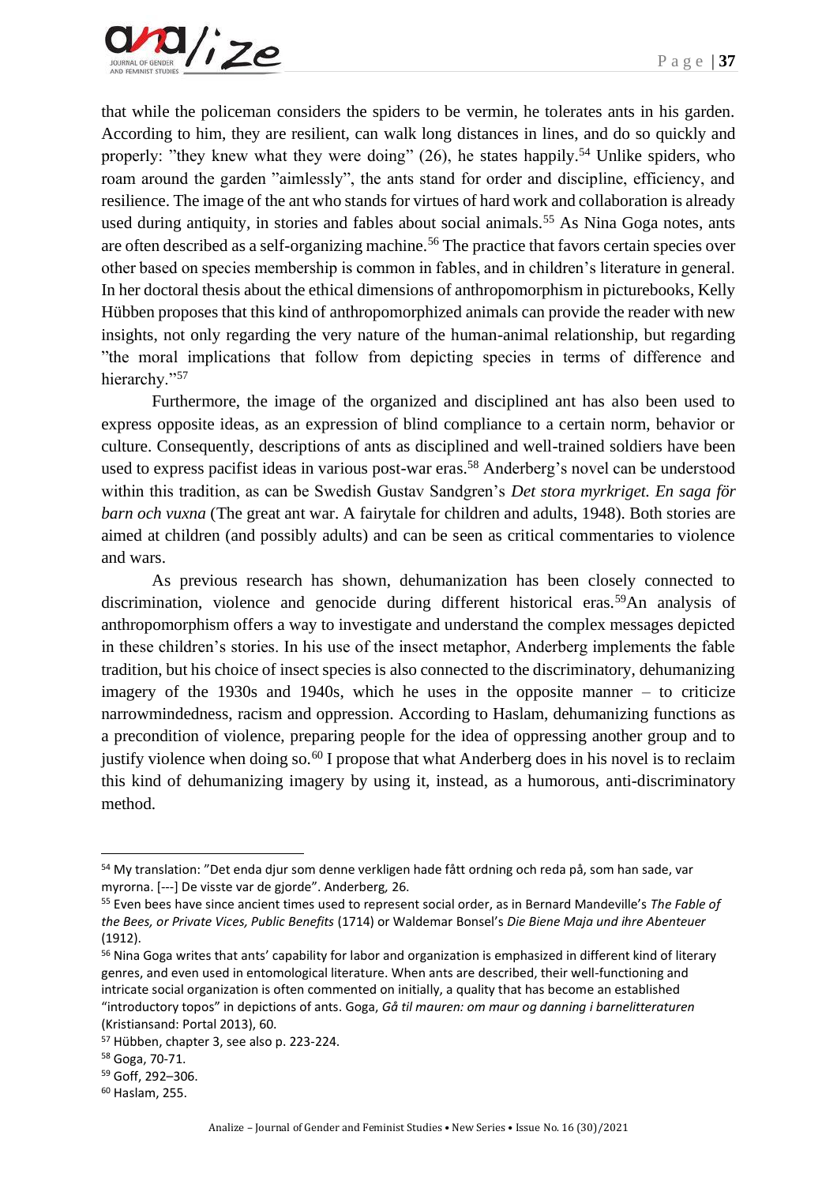that while the policeman considers the spiders to be vermin, he tolerates ants in his garden. According to him, they are resilient, can walk long distances in lines, and do so quickly and properly: "they knew what they were doing" (26), he states happily.[54] Unlike spiders, who roam around the garden "aimlessly", the ants stand for order and discipline, efficiency, and resilience. The image of the ant who stands for virtues of hard work and collaboration is already used during antiquity, in stories and fables about social animals.[55] As Nina Goga notes, ants are often described as a self-organizing machine.[56] The practice that favors certain species over other based on species membership is common in fables, and in children's literature in general. In her doctoral thesis about the ethical dimensions of anthropomorphism in picturebooks, Kelly Hübben proposes that this kind of anthropomorphized animals can provide the reader with new insights, not only regarding the very nature of the human-animal relationship, but regarding "the moral implications that follow from depicting species in terms of difference and hierarchy."[57]

Furthermore, the image of the organized and disciplined ant has also been used to express opposite ideas, as an expression of blind compliance to a certain norm, behavior or culture. Consequently, descriptions of ants as disciplined and well-trained soldiers have been used to express pacifist ideas in various post-war eras.[58] Anderberg's novel can be understood within this tradition, as can be Swedish Gustav Sandgren's *Det stora myrkriget. En saga för barn och vuxna* (The great ant war. A fairytale for children and adults, 1948). Both stories are aimed at children (and possibly adults) and can be seen as critical commentaries to violence and wars.

As previous research has shown, dehumanization has been closely connected to discrimination, violence and genocide during different historical eras.[59]An analysis of anthropomorphism offers a way to investigate and understand the complex messages depicted in these children's stories. In his use of the insect metaphor, Anderberg implements the fable tradition, but his choice of insect species is also connected to the discriminatory, dehumanizing imagery of the 1930s and 1940s, which he uses in the opposite manner – to criticize narrowmindedness, racism and oppression. According to Haslam, dehumanizing functions as a precondition of violence, preparing people for the idea of oppressing another group and to justify violence when doing so.[60] I propose that what Anderberg does in his novel is to reclaim this kind of dehumanizing imagery by using it, instead, as a humorous, anti-discriminatory method.

---

[54] My translation: "Det enda djur som denne verkligen hade fått ordning och reda på, som han sade, var myrorna. [---] De visste var de gjorde". Anderberg, 26.

[55] Even bees have since ancient times used to represent social order, as in Bernard Mandeville's *The Fable of the Bees, or Private Vices, Public Benefits* (1714) or Waldemar Bonsel's *Die Biene Maja und ihre Abenteuer* (1912).

[56] Nina Goga writes that ants' capability for labor and organization is emphasized in different kind of literary genres, and even used in entomological literature. When ants are described, their well-functioning and intricate social organization is often commented on initially, a quality that has become an established "introductory topos" in depictions of ants. Goga, *Gå til mauren: om maur og danning i barnelitteraturen* (Kristiansand: Portal 2013), 60.

[57] Hübben, chapter 3, see also p. 223-224.

[58] Goga, 70-71.

[59] Goff, 292–306.

[60] Haslam, 255.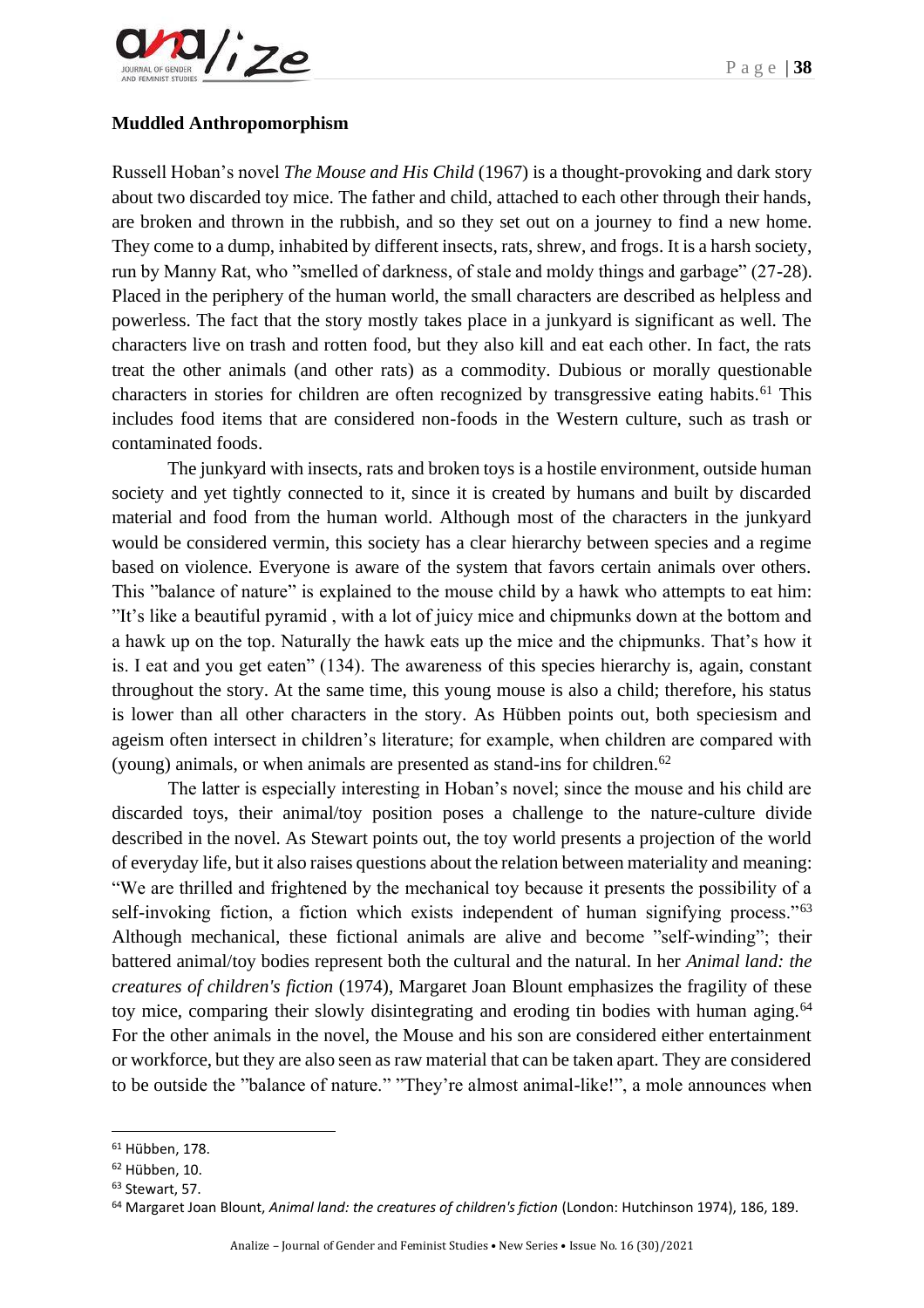**Muddled Anthropomorphism**

Russell Hoban's novel *The Mouse and His Child* (1967) is a thought-provoking and dark story about two discarded toy mice. The father and child, attached to each other through their hands, are broken and thrown in the rubbish, and so they set out on a journey to find a new home. They come to a dump, inhabited by different insects, rats, shrew, and frogs. It is a harsh society, run by Manny Rat, who "smelled of darkness, of stale and moldy things and garbage" (27-28). Placed in the periphery of the human world, the small characters are described as helpless and powerless. The fact that the story mostly takes place in a junkyard is significant as well. The characters live on trash and rotten food, but they also kill and eat each other. In fact, the rats treat the other animals (and other rats) as a commodity. Dubious or morally questionable characters in stories for children are often recognized by transgressive eating habits.[61] This includes food items that are considered non-foods in the Western culture, such as trash or contaminated foods.

The junkyard with insects, rats and broken toys is a hostile environment, outside human society and yet tightly connected to it, since it is created by humans and built by discarded material and food from the human world. Although most of the characters in the junkyard would be considered vermin, this society has a clear hierarchy between species and a regime based on violence. Everyone is aware of the system that favors certain animals over others. This "balance of nature" is explained to the mouse child by a hawk who attempts to eat him: "It's like a beautiful pyramid , with a lot of juicy mice and chipmunks down at the bottom and a hawk up on the top. Naturally the hawk eats up the mice and the chipmunks. That's how it is. I eat and you get eaten" (134). The awareness of this species hierarchy is, again, constant throughout the story. At the same time, this young mouse is also a child; therefore, his status is lower than all other characters in the story. As Hübben points out, both speciesism and ageism often intersect in children's literature; for example, when children are compared with (young) animals, or when animals are presented as stand-ins for children.[62]

The latter is especially interesting in Hoban's novel; since the mouse and his child are discarded toys, their animal/toy position poses a challenge to the nature-culture divide described in the novel. As Stewart points out, the toy world presents a projection of the world of everyday life, but it also raises questions about the relation between materiality and meaning: "We are thrilled and frightened by the mechanical toy because it presents the possibility of a self-invoking fiction, a fiction which exists independent of human signifying process."[63] Although mechanical, these fictional animals are alive and become "self-winding"; their battered animal/toy bodies represent both the cultural and the natural. In her *Animal land: the creatures of children's fiction* (1974), Margaret Joan Blount emphasizes the fragility of these toy mice, comparing their slowly disintegrating and eroding tin bodies with human aging.[64] For the other animals in the novel, the Mouse and his son are considered either entertainment or workforce, but they are also seen as raw material that can be taken apart. They are considered to be outside the "balance of nature." "They're almost animal-like!", a mole announces when

---

[61] Hübben, 178.

[62] Hübben, 10.

[63] Stewart, 57.

[64] Margaret Joan Blount, *Animal land: the creatures of children's fiction* (London: Hutchinson 1974), 186, 189.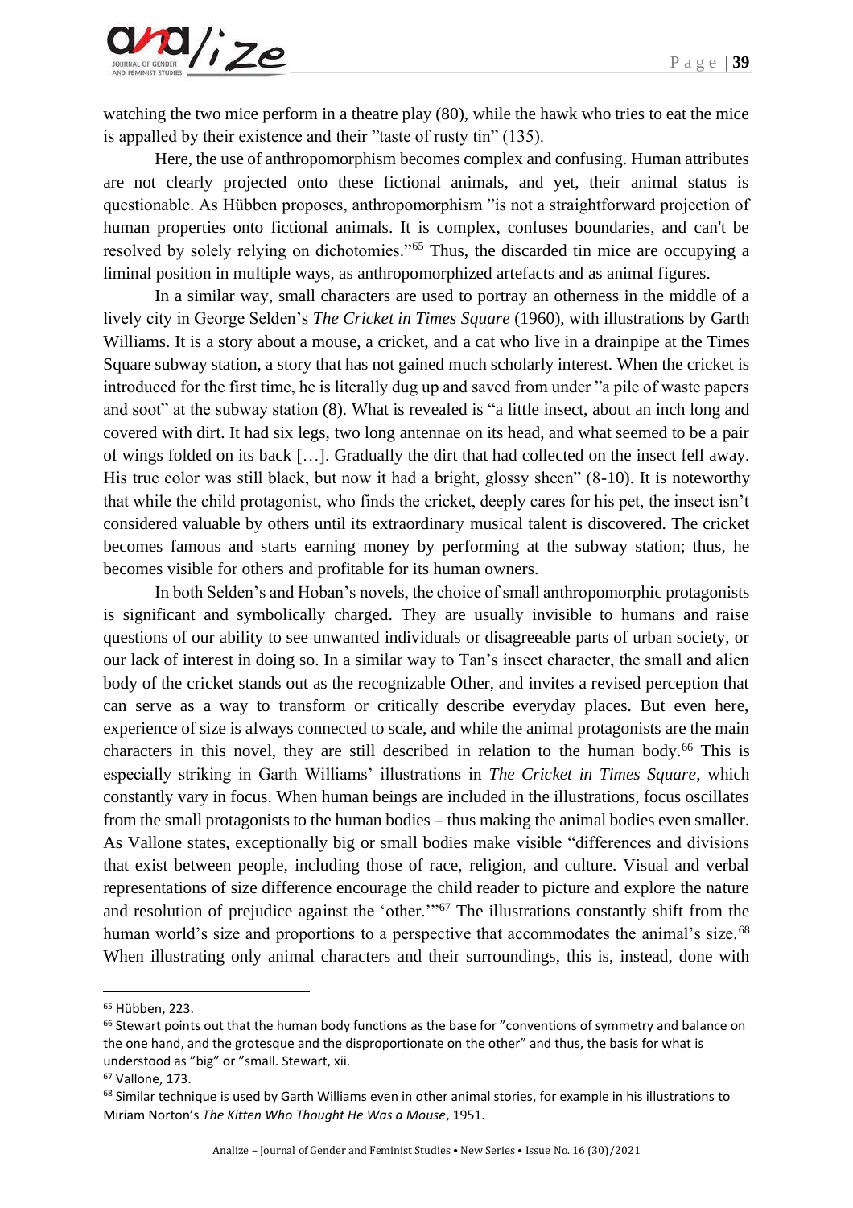watching the two mice perform in a theatre play (80), while the hawk who tries to eat the mice is appalled by their existence and their "taste of rusty tin" (135).

Here, the use of anthropomorphism becomes complex and confusing. Human attributes are not clearly projected onto these fictional animals, and yet, their animal status is questionable. As Hübben proposes, anthropomorphism "is not a straightforward projection of human properties onto fictional animals. It is complex, confuses boundaries, and can't be resolved by solely relying on dichotomies."[65] Thus, the discarded tin mice are occupying a liminal position in multiple ways, as anthropomorphized artefacts and as animal figures.

In a similar way, small characters are used to portray an otherness in the middle of a lively city in George Selden's *The Cricket in Times Square* (1960), with illustrations by Garth Williams. It is a story about a mouse, a cricket, and a cat who live in a drainpipe at the Times Square subway station, a story that has not gained much scholarly interest. When the cricket is introduced for the first time, he is literally dug up and saved from under "a pile of waste papers and soot" at the subway station (8). What is revealed is "a little insect, about an inch long and covered with dirt. It had six legs, two long antennae on its head, and what seemed to be a pair of wings folded on its back […]. Gradually the dirt that had collected on the insect fell away. His true color was still black, but now it had a bright, glossy sheen" (8-10). It is noteworthy that while the child protagonist, who finds the cricket, deeply cares for his pet, the insect isn't considered valuable by others until its extraordinary musical talent is discovered. The cricket becomes famous and starts earning money by performing at the subway station; thus, he becomes visible for others and profitable for its human owners.

In both Selden's and Hoban's novels, the choice of small anthropomorphic protagonists is significant and symbolically charged. They are usually invisible to humans and raise questions of our ability to see unwanted individuals or disagreeable parts of urban society, or our lack of interest in doing so. In a similar way to Tan's insect character, the small and alien body of the cricket stands out as the recognizable Other, and invites a revised perception that can serve as a way to transform or critically describe everyday places. But even here, experience of size is always connected to scale, and while the animal protagonists are the main characters in this novel, they are still described in relation to the human body.[66] This is especially striking in Garth Williams' illustrations in *The Cricket in Times Square*, which constantly vary in focus. When human beings are included in the illustrations, focus oscillates from the small protagonists to the human bodies – thus making the animal bodies even smaller. As Vallone states, exceptionally big or small bodies make visible "differences and divisions that exist between people, including those of race, religion, and culture. Visual and verbal representations of size difference encourage the child reader to picture and explore the nature and resolution of prejudice against the 'other.'"[67] The illustrations constantly shift from the human world's size and proportions to a perspective that accommodates the animal's size.[68] When illustrating only animal characters and their surroundings, this is, instead, done with

---

[65] Hübben, 223.

[66] Stewart points out that the human body functions as the base for "conventions of symmetry and balance on the one hand, and the grotesque and the disproportionate on the other" and thus, the basis for what is understood as "big" or "small. Stewart, xii.

[67] Vallone, 173.

[68] Similar technique is used by Garth Williams even in other animal stories, for example in his illustrations to Miriam Norton's *The Kitten Who Thought He Was a Mouse*, 1951.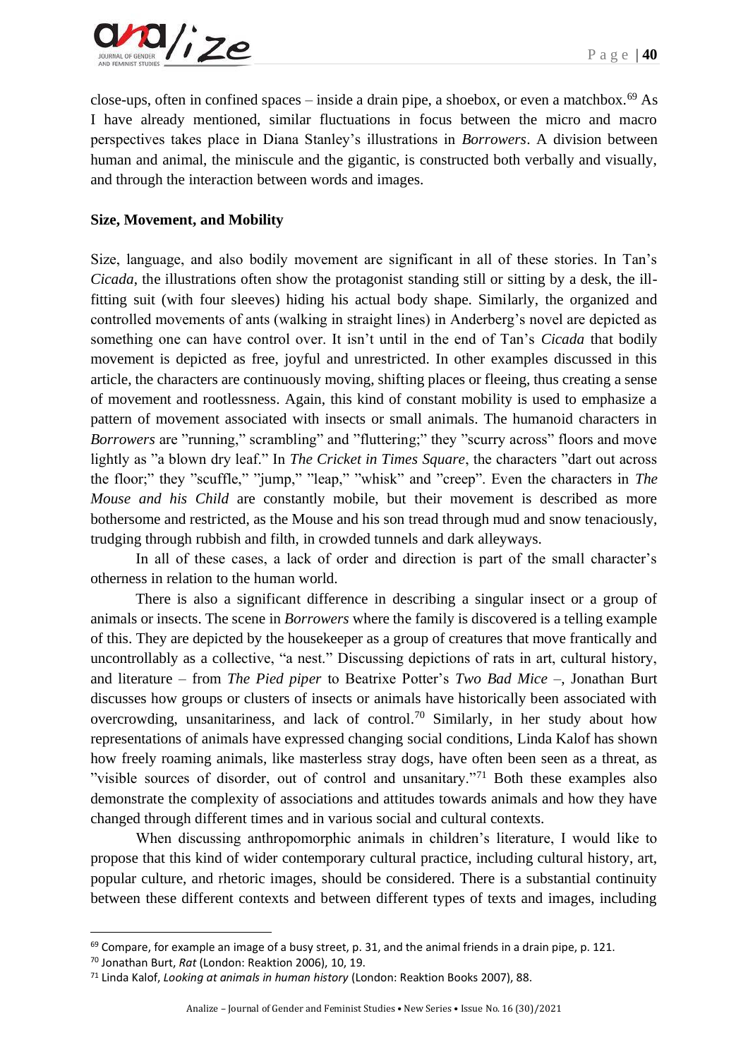close-ups, often in confined spaces – inside a drain pipe, a shoebox, or even a matchbox.[69] As I have already mentioned, similar fluctuations in focus between the micro and macro perspectives takes place in Diana Stanley's illustrations in *Borrowers*. A division between human and animal, the miniscule and the gigantic, is constructed both verbally and visually, and through the interaction between words and images.

**Size, Movement, and Mobility**

Size, language, and also bodily movement are significant in all of these stories. In Tan's *Cicada*, the illustrations often show the protagonist standing still or sitting by a desk, the ill-fitting suit (with four sleeves) hiding his actual body shape. Similarly, the organized and controlled movements of ants (walking in straight lines) in Anderberg's novel are depicted as something one can have control over. It isn't until in the end of Tan's *Cicada* that bodily movement is depicted as free, joyful and unrestricted. In other examples discussed in this article, the characters are continuously moving, shifting places or fleeing, thus creating a sense of movement and rootlessness. Again, this kind of constant mobility is used to emphasize a pattern of movement associated with insects or small animals. The humanoid characters in *Borrowers* are "running," scrambling" and "fluttering;" they "scurry across" floors and move lightly as "a blown dry leaf." In *The Cricket in Times Square*, the characters "dart out across the floor;" they "scuffle," "jump," "leap," "whisk" and "creep". Even the characters in *The Mouse and his Child* are constantly mobile, but their movement is described as more bothersome and restricted, as the Mouse and his son tread through mud and snow tenaciously, trudging through rubbish and filth, in crowded tunnels and dark alleyways.

In all of these cases, a lack of order and direction is part of the small character's otherness in relation to the human world.

There is also a significant difference in describing a singular insect or a group of animals or insects. The scene in *Borrowers* where the family is discovered is a telling example of this. They are depicted by the housekeeper as a group of creatures that move frantically and uncontrollably as a collective, "a nest." Discussing depictions of rats in art, cultural history, and literature – from *The Pied piper* to Beatrixe Potter's *Two Bad Mice* –, Jonathan Burt discusses how groups or clusters of insects or animals have historically been associated with overcrowding, unsanitariness, and lack of control.[70] Similarly, in her study about how representations of animals have expressed changing social conditions, Linda Kalof has shown how freely roaming animals, like masterless stray dogs, have often been seen as a threat, as "visible sources of disorder, out of control and unsanitary."[71] Both these examples also demonstrate the complexity of associations and attitudes towards animals and how they have changed through different times and in various social and cultural contexts.

When discussing anthropomorphic animals in children's literature, I would like to propose that this kind of wider contemporary cultural practice, including cultural history, art, popular culture, and rhetoric images, should be considered. There is a substantial continuity between these different contexts and between different types of texts and images, including

---

[69] Compare, for example an image of a busy street, p. 31, and the animal friends in a drain pipe, p. 121.

[70] Jonathan Burt, *Rat* (London: Reaktion 2006), 10, 19.

[71] Linda Kalof, *Looking at animals in human history* (London: Reaktion Books 2007), 88.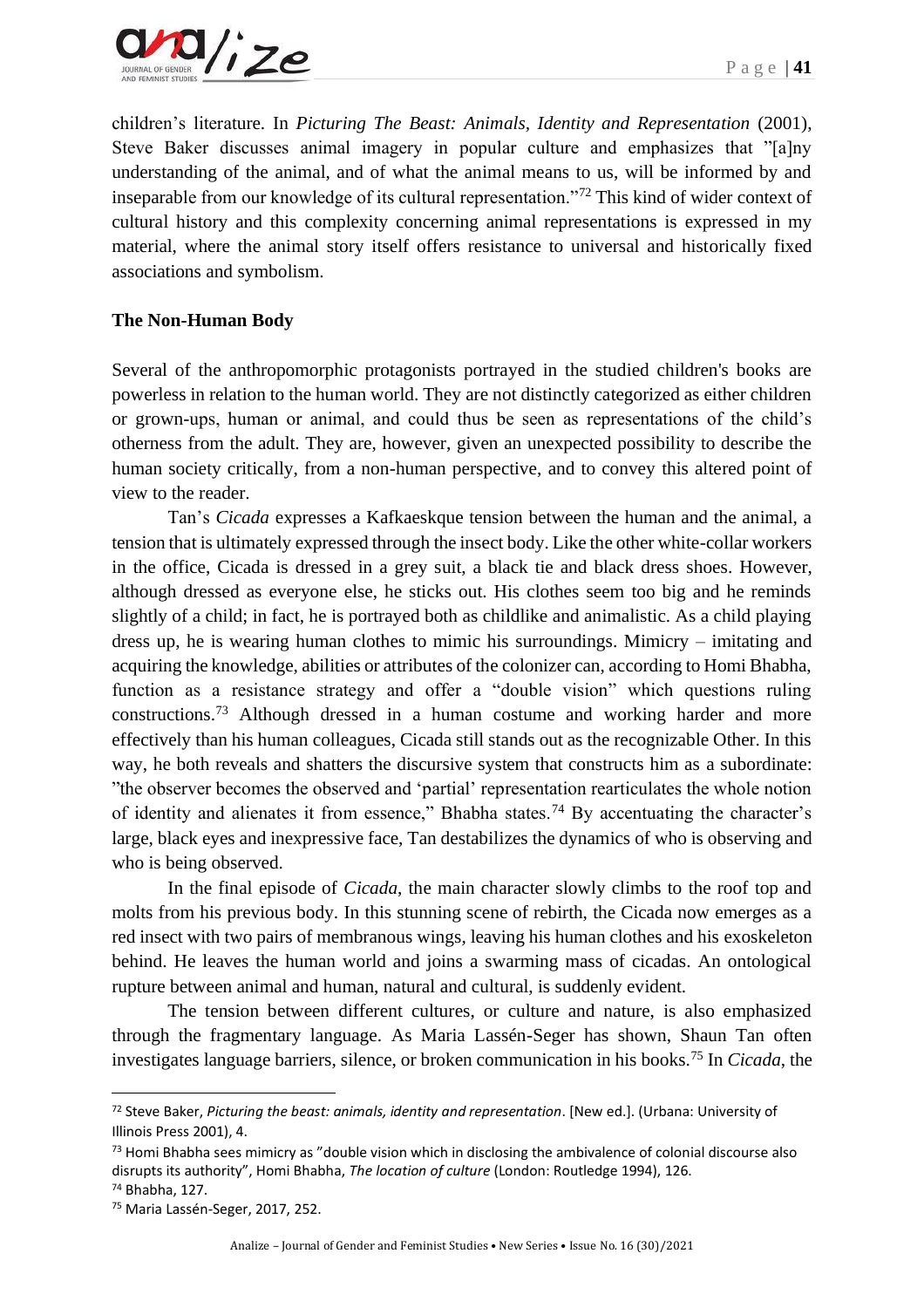children's literature. In *Picturing The Beast: Animals, Identity and Representation* (2001), Steve Baker discusses animal imagery in popular culture and emphasizes that "[a]ny understanding of the animal, and of what the animal means to us, will be informed by and inseparable from our knowledge of its cultural representation."[72] This kind of wider context of cultural history and this complexity concerning animal representations is expressed in my material, where the animal story itself offers resistance to universal and historically fixed associations and symbolism.

**The Non-Human Body**

Several of the anthropomorphic protagonists portrayed in the studied children's books are powerless in relation to the human world. They are not distinctly categorized as either children or grown-ups, human or animal, and could thus be seen as representations of the child's otherness from the adult. They are, however, given an unexpected possibility to describe the human society critically, from a non-human perspective, and to convey this altered point of view to the reader.

Tan's *Cicada* expresses a Kafkaeskque tension between the human and the animal, a tension that is ultimately expressed through the insect body. Like the other white-collar workers in the office, Cicada is dressed in a grey suit, a black tie and black dress shoes. However, although dressed as everyone else, he sticks out. His clothes seem too big and he reminds slightly of a child; in fact, he is portrayed both as childlike and animalistic. As a child playing dress up, he is wearing human clothes to mimic his surroundings. Mimicry – imitating and acquiring the knowledge, abilities or attributes of the colonizer can, according to Homi Bhabha, function as a resistance strategy and offer a "double vision" which questions ruling constructions.[73] Although dressed in a human costume and working harder and more effectively than his human colleagues, Cicada still stands out as the recognizable Other. In this way, he both reveals and shatters the discursive system that constructs him as a subordinate: "the observer becomes the observed and 'partial' representation rearticulates the whole notion of identity and alienates it from essence," Bhabha states.[74] By accentuating the character's large, black eyes and inexpressive face, Tan destabilizes the dynamics of who is observing and who is being observed.

In the final episode of *Cicada*, the main character slowly climbs to the roof top and molts from his previous body. In this stunning scene of rebirth, the Cicada now emerges as a red insect with two pairs of membranous wings, leaving his human clothes and his exoskeleton behind. He leaves the human world and joins a swarming mass of cicadas. An ontological rupture between animal and human, natural and cultural, is suddenly evident.

The tension between different cultures, or culture and nature, is also emphasized through the fragmentary language. As Maria Lassén-Seger has shown, Shaun Tan often investigates language barriers, silence, or broken communication in his books.[75] In *Cicada*, the

---

[72] Steve Baker, *Picturing the beast: animals, identity and representation*. [New ed.]. (Urbana: University of Illinois Press 2001), 4.

[73] Homi Bhabha sees mimicry as "double vision which in disclosing the ambivalence of colonial discourse also disrupts its authority", Homi Bhabha, *The location of culture* (London: Routledge 1994), 126.

[74] Bhabha, 127.

[75] Maria Lassén-Seger, 2017, 252.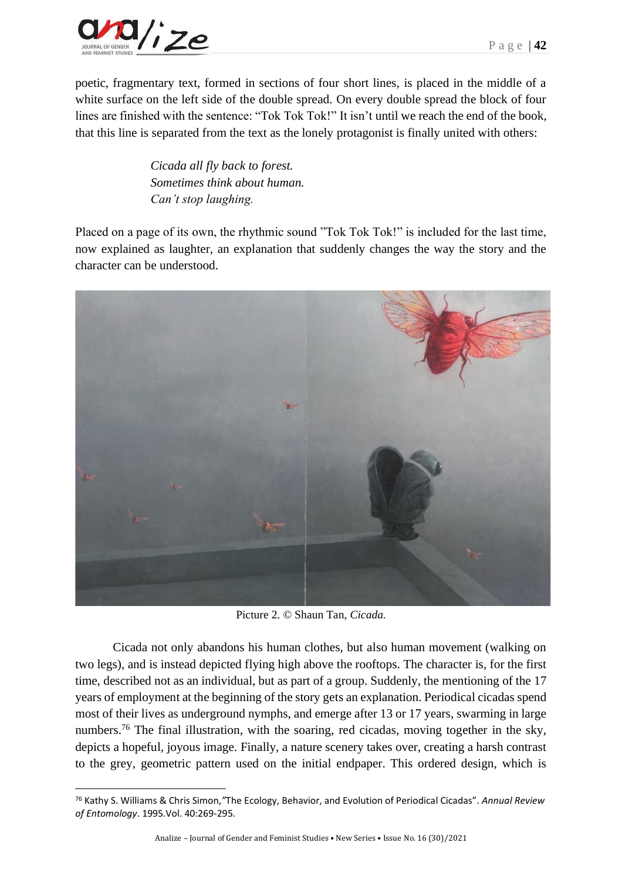poetic, fragmentary text, formed in sections of four short lines, is placed in the middle of a white surface on the left side of the double spread. On every double spread the block of four lines are finished with the sentence: "Tok Tok Tok!" It isn't until we reach the end of the book, that this line is separated from the text as the lonely protagonist is finally united with others:

> *Cicada all fly back to forest.*
> *Sometimes think about human.*
> *Can't stop laughing.*

Placed on a page of its own, the rhythmic sound "Tok Tok Tok!" is included for the last time, now explained as laughter, an explanation that suddenly changes the way the story and the character can be understood.

Picture 2. © Shaun Tan, *Cicada.*

Cicada not only abandons his human clothes, but also human movement (walking on two legs), and is instead depicted flying high above the rooftops. The character is, for the first time, described not as an individual, but as part of a group. Suddenly, the mentioning of the 17 years of employment at the beginning of the story gets an explanation. Periodical cicadas spend most of their lives as underground nymphs, and emerge after 13 or 17 years, swarming in large numbers.[76] The final illustration, with the soaring, red cicadas, moving together in the sky, depicts a hopeful, joyous image. Finally, a nature scenery takes over, creating a harsh contrast to the grey, geometric pattern used on the initial endpaper. This ordered design, which is

[76] Kathy S. Williams & Chris Simon, "The Ecology, Behavior, and Evolution of Periodical Cicadas". *Annual Review of Entomology*. 1995.Vol. 40:269-295.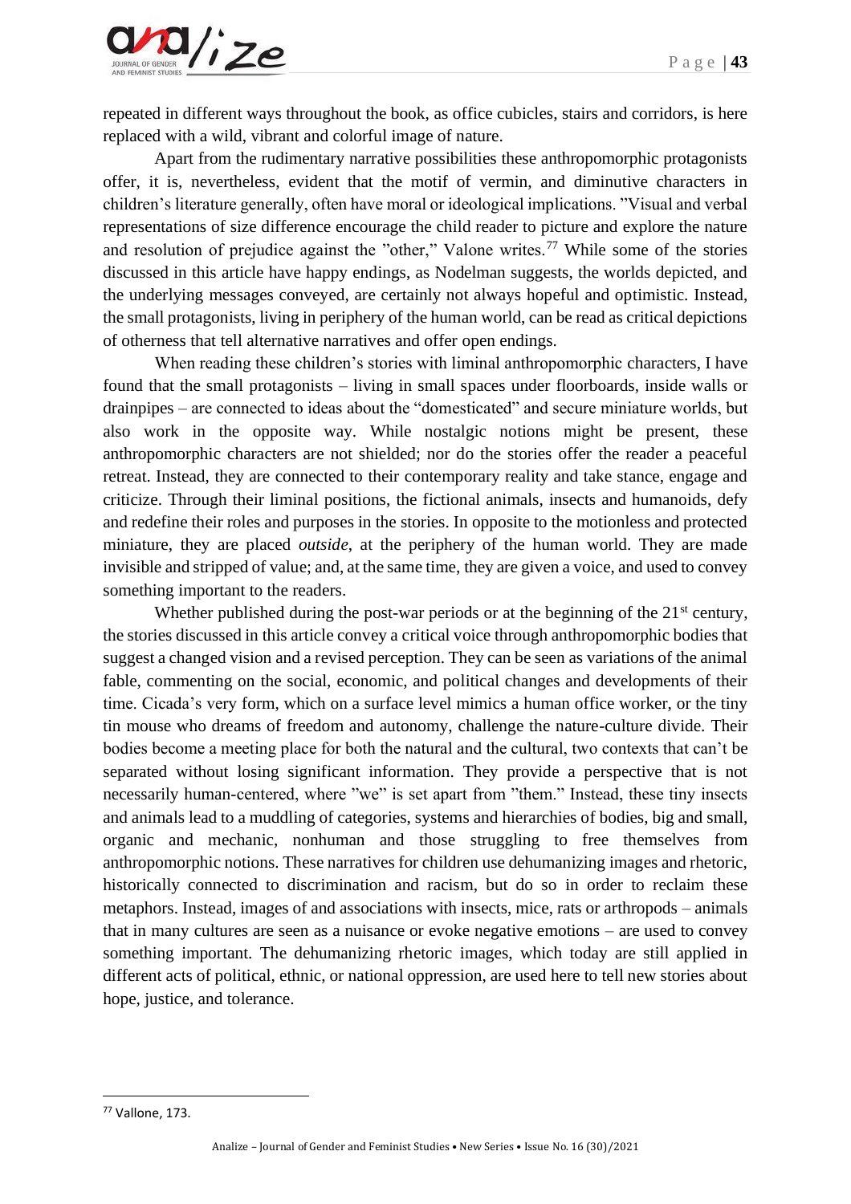repeated in different ways throughout the book, as office cubicles, stairs and corridors, is here replaced with a wild, vibrant and colorful image of nature.

Apart from the rudimentary narrative possibilities these anthropomorphic protagonists offer, it is, nevertheless, evident that the motif of vermin, and diminutive characters in children's literature generally, often have moral or ideological implications. "Visual and verbal representations of size difference encourage the child reader to picture and explore the nature and resolution of prejudice against the "other," Valone writes.[77] While some of the stories discussed in this article have happy endings, as Nodelman suggests, the worlds depicted, and the underlying messages conveyed, are certainly not always hopeful and optimistic. Instead, the small protagonists, living in periphery of the human world, can be read as critical depictions of otherness that tell alternative narratives and offer open endings.

When reading these children's stories with liminal anthropomorphic characters, I have found that the small protagonists – living in small spaces under floorboards, inside walls or drainpipes – are connected to ideas about the "domesticated" and secure miniature worlds, but also work in the opposite way. While nostalgic notions might be present, these anthropomorphic characters are not shielded; nor do the stories offer the reader a peaceful retreat. Instead, they are connected to their contemporary reality and take stance, engage and criticize. Through their liminal positions, the fictional animals, insects and humanoids, defy and redefine their roles and purposes in the stories. In opposite to the motionless and protected miniature, they are placed *outside*, at the periphery of the human world. They are made invisible and stripped of value; and, at the same time, they are given a voice, and used to convey something important to the readers.

Whether published during the post-war periods or at the beginning of the 21st century, the stories discussed in this article convey a critical voice through anthropomorphic bodies that suggest a changed vision and a revised perception. They can be seen as variations of the animal fable, commenting on the social, economic, and political changes and developments of their time. Cicada's very form, which on a surface level mimics a human office worker, or the tiny tin mouse who dreams of freedom and autonomy, challenge the nature-culture divide. Their bodies become a meeting place for both the natural and the cultural, two contexts that can't be separated without losing significant information. They provide a perspective that is not necessarily human-centered, where "we" is set apart from "them." Instead, these tiny insects and animals lead to a muddling of categories, systems and hierarchies of bodies, big and small, organic and mechanic, nonhuman and those struggling to free themselves from anthropomorphic notions. These narratives for children use dehumanizing images and rhetoric, historically connected to discrimination and racism, but do so in order to reclaim these metaphors. Instead, images of and associations with insects, mice, rats or arthropods – animals that in many cultures are seen as a nuisance or evoke negative emotions – are used to convey something important. The dehumanizing rhetoric images, which today are still applied in different acts of political, ethnic, or national oppression, are used here to tell new stories about hope, justice, and tolerance.

---

[77] Vallone, 173.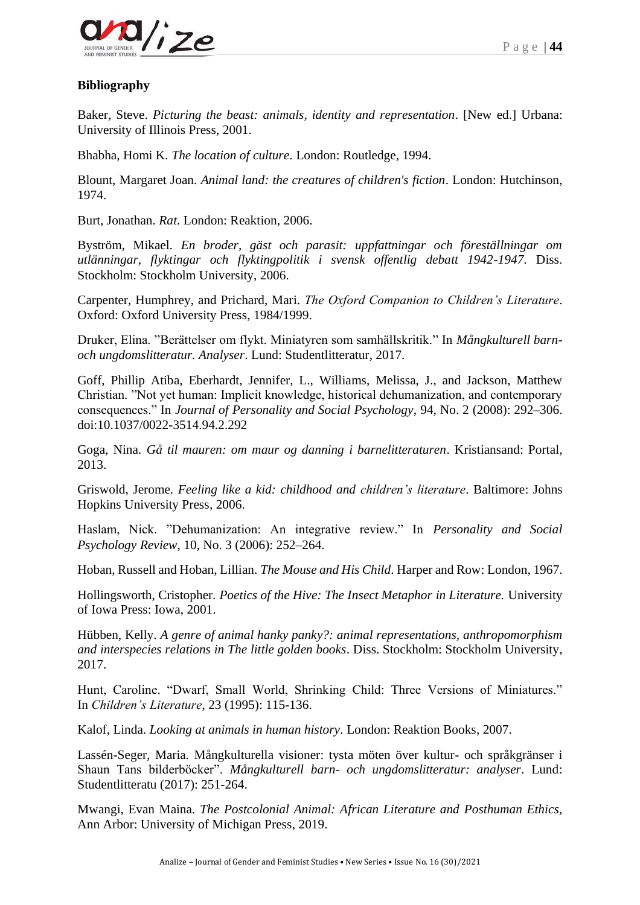**Bibliography**

Baker, Steve. *Picturing the beast: animals, identity and representation*. [New ed.] Urbana: University of Illinois Press, 2001.

Bhabha, Homi K. *The location of culture*. London: Routledge, 1994.

Blount, Margaret Joan. *Animal land: the creatures of children's fiction*. London: Hutchinson, 1974.

Burt, Jonathan. *Rat*. London: Reaktion, 2006.

Byström, Mikael. *En broder, gäst och parasit: uppfattningar och föreställningar om utlänningar, flyktingar och flyktingpolitik i svensk offentlig debatt 1942-1947*. Diss. Stockholm: Stockholm University, 2006.

Carpenter, Humphrey, and Prichard, Mari. *The Oxford Companion to Children's Literature*. Oxford: Oxford University Press, 1984/1999.

Druker, Elina. "Berättelser om flykt. Miniatyren som samhällskritik." In *Mångkulturell barn- och ungdomslitteratur. Analyser*. Lund: Studentlitteratur, 2017.

Goff, Phillip Atiba, Eberhardt, Jennifer, L., Williams, Melissa, J., and Jackson, Matthew Christian. "Not yet human: Implicit knowledge, historical dehumanization, and contemporary consequences." In *Journal of Personality and Social Psychology*, 94, No. 2 (2008): 292–306. doi:10.1037/0022-3514.94.2.292

Goga, Nina. *Gå til mauren: om maur og danning i barnelitteraturen*. Kristiansand: Portal, 2013.

Griswold, Jerome. *Feeling like a kid: childhood and children's literature*. Baltimore: Johns Hopkins University Press, 2006.

Haslam, Nick. "Dehumanization: An integrative review." In *Personality and Social Psychology Review*, 10, No. 3 (2006): 252–264.

Hoban, Russell and Hoban, Lillian. *The Mouse and His Child*. Harper and Row: London, 1967.

Hollingsworth, Cristopher. *Poetics of the Hive: The Insect Metaphor in Literature.* University of Iowa Press: Iowa, 2001.

Hübben, Kelly. *A genre of animal hanky panky?: animal representations, anthropomorphism and interspecies relations in The little golden books*. Diss. Stockholm: Stockholm University, 2017.

Hunt, Caroline. "Dwarf, Small World, Shrinking Child: Three Versions of Miniatures." In *Children's Literature*, 23 (1995): 115-136.

Kalof, Linda. *Looking at animals in human history*. London: Reaktion Books, 2007.

Lassén-Seger, Maria. Mångkulturella visioner: tysta möten över kultur- och språkgränser i Shaun Tans bilderböcker". *Mångkulturell barn- och ungdomslitteratur: analyser*. Lund: Studentlitteratu (2017): 251-264.

Mwangi, Evan Maina. *The Postcolonial Animal: African Literature and Posthuman Ethics*, Ann Arbor: University of Michigan Press, 2019.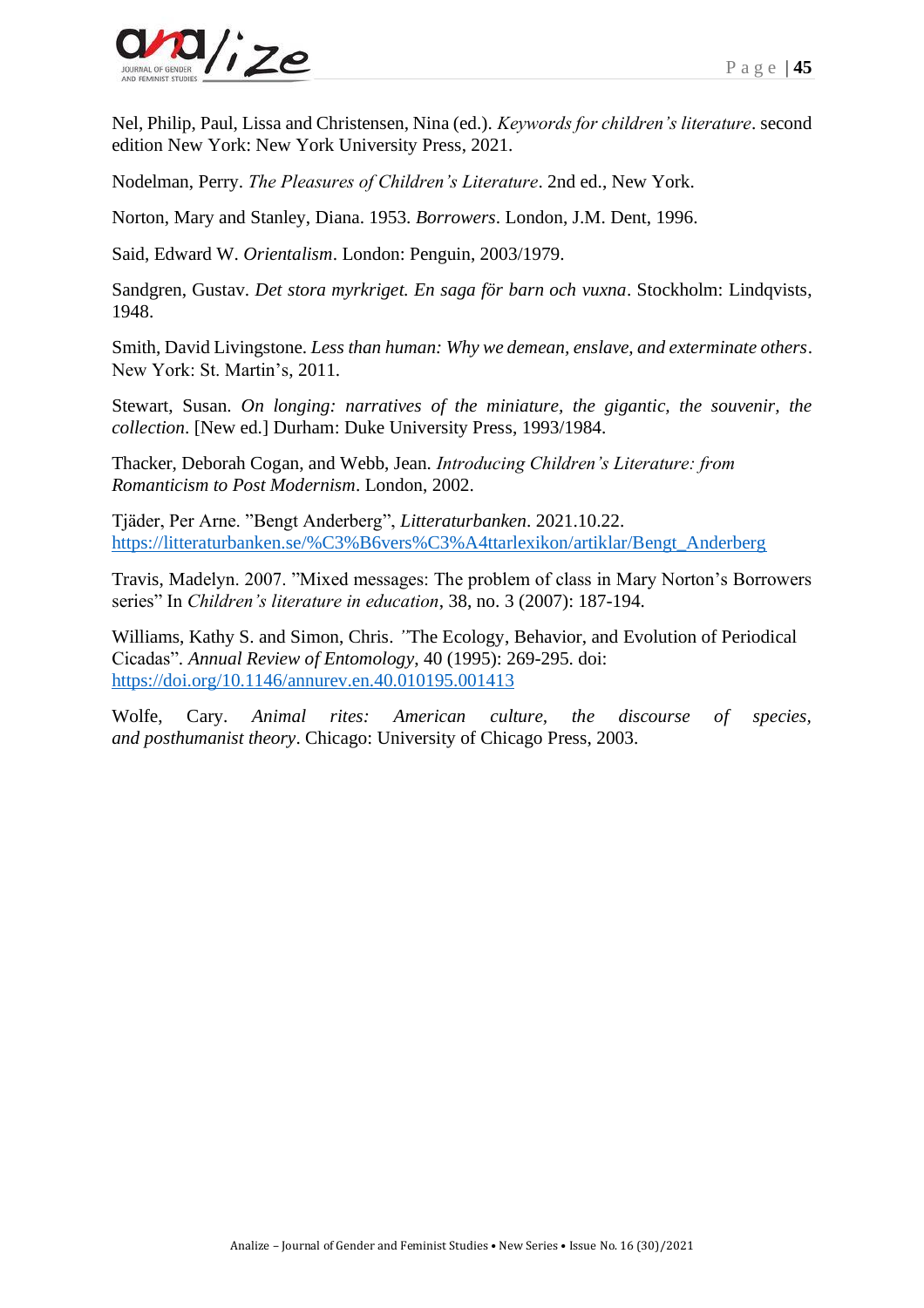Nel, Philip, Paul, Lissa and Christensen, Nina (ed.). *Keywords for children's literature*. second edition New York: New York University Press, 2021.

Nodelman, Perry. *The Pleasures of Children's Literature*. 2nd ed., New York.

Norton, Mary and Stanley, Diana. 1953. *Borrowers*. London, J.M. Dent, 1996.

Said, Edward W. *Orientalism*. London: Penguin, 2003/1979.

Sandgren, Gustav. *Det stora myrkriget. En saga för barn och vuxna*. Stockholm: Lindqvists, 1948.

Smith, David Livingstone. *Less than human: Why we demean, enslave, and exterminate others*. New York: St. Martin's, 2011.

Stewart, Susan. *On longing: narratives of the miniature, the gigantic, the souvenir, the collection*. [New ed.] Durham: Duke University Press, 1993/1984.

Thacker, Deborah Cogan, and Webb, Jean. *Introducing Children's Literature: from Romanticism to Post Modernism*. London, 2002.

Tjäder, Per Arne. "Bengt Anderberg", *Litteraturbanken*. 2021.10.22. https://litteraturbanken.se/%C3%B6vers%C3%A4ttarlexikon/artiklar/Bengt_Anderberg

Travis, Madelyn. 2007. "Mixed messages: The problem of class in Mary Norton's Borrowers series" In *Children's literature in education*, 38, no. 3 (2007): 187-194.

Williams, Kathy S. and Simon, Chris. "The Ecology, Behavior, and Evolution of Periodical Cicadas". *Annual Review of Entomology*, 40 (1995): 269-295. doi: https://doi.org/10.1146/annurev.en.40.010195.001413

Wolfe, Cary. *Animal rites: American culture, the discourse of species, and posthumanist theory*. Chicago: University of Chicago Press, 2003.